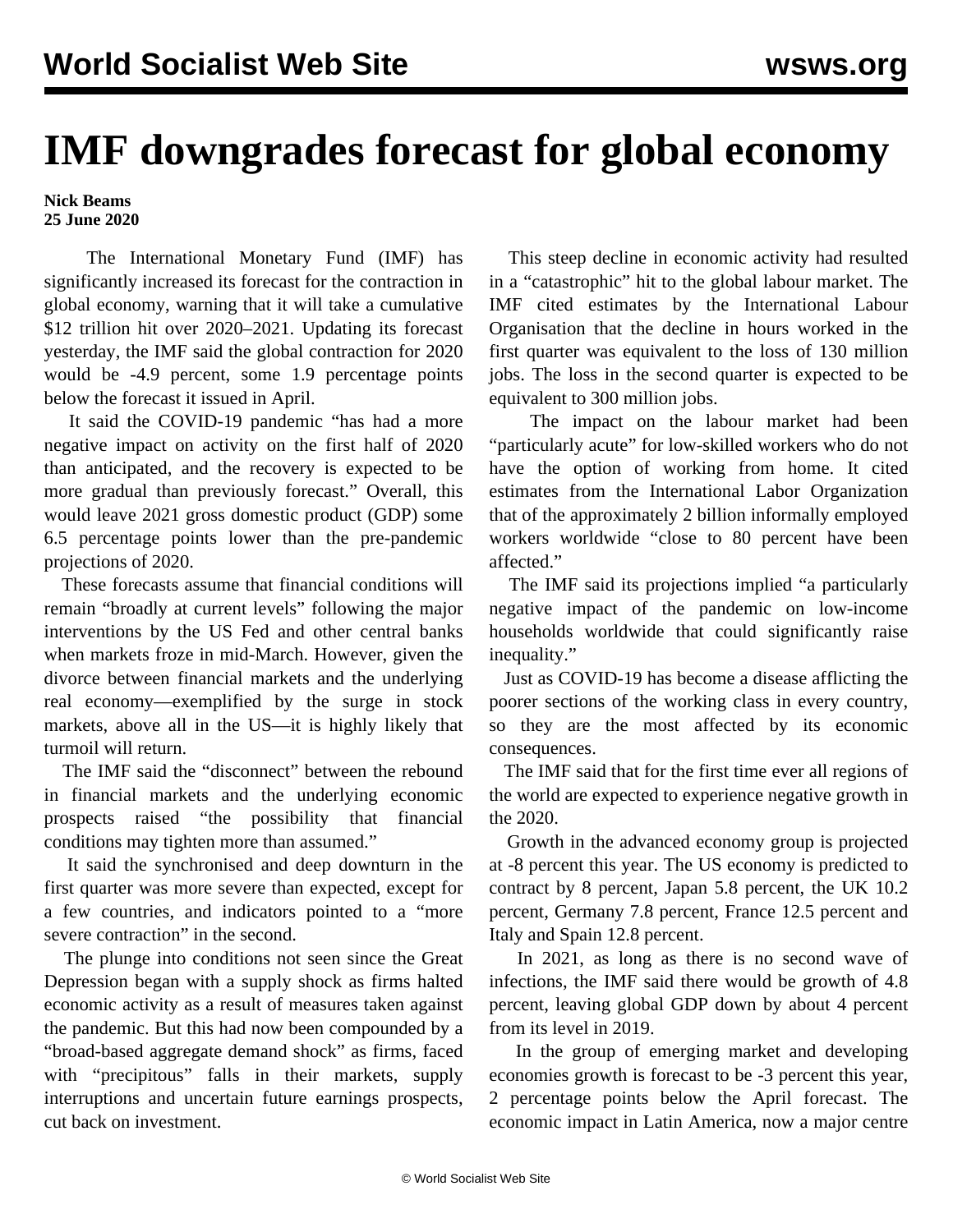# IMF downgrades forecast for global economy

**Nick Beams**
**25 June 2020**

The International Monetary Fund (IMF) has significantly increased its forecast for the contraction in global economy, warning that it will take a cumulative \$12 trillion hit over 2020–2021. Updating its forecast yesterday, the IMF said the global contraction for 2020 would be -4.9 percent, some 1.9 percentage points below the forecast it issued in April.

It said the COVID-19 pandemic "has had a more negative impact on activity on the first half of 2020 than anticipated, and the recovery is expected to be more gradual than previously forecast." Overall, this would leave 2021 gross domestic product (GDP) some 6.5 percentage points lower than the pre-pandemic projections of 2020.

These forecasts assume that financial conditions will remain "broadly at current levels" following the major interventions by the US Fed and other central banks when markets froze in mid-March. However, given the divorce between financial markets and the underlying real economy—exemplified by the surge in stock markets, above all in the US—it is highly likely that turmoil will return.

The IMF said the "disconnect" between the rebound in financial markets and the underlying economic prospects raised "the possibility that financial conditions may tighten more than assumed."

It said the synchronised and deep downturn in the first quarter was more severe than expected, except for a few countries, and indicators pointed to a "more severe contraction" in the second.

The plunge into conditions not seen since the Great Depression began with a supply shock as firms halted economic activity as a result of measures taken against the pandemic. But this had now been compounded by a "broad-based aggregate demand shock" as firms, faced with "precipitous" falls in their markets, supply interruptions and uncertain future earnings prospects, cut back on investment.

This steep decline in economic activity had resulted in a "catastrophic" hit to the global labour market. The IMF cited estimates by the International Labour Organisation that the decline in hours worked in the first quarter was equivalent to the loss of 130 million jobs. The loss in the second quarter is expected to be equivalent to 300 million jobs.

The impact on the labour market had been "particularly acute" for low-skilled workers who do not have the option of working from home. It cited estimates from the International Labor Organization that of the approximately 2 billion informally employed workers worldwide "close to 80 percent have been affected."

The IMF said its projections implied "a particularly negative impact of the pandemic on low-income households worldwide that could significantly raise inequality."

Just as COVID-19 has become a disease afflicting the poorer sections of the working class in every country, so they are the most affected by its economic consequences.

The IMF said that for the first time ever all regions of the world are expected to experience negative growth in the 2020.

Growth in the advanced economy group is projected at -8 percent this year. The US economy is predicted to contract by 8 percent, Japan 5.8 percent, the UK 10.2 percent, Germany 7.8 percent, France 12.5 percent and Italy and Spain 12.8 percent.

In 2021, as long as there is no second wave of infections, the IMF said there would be growth of 4.8 percent, leaving global GDP down by about 4 percent from its level in 2019.

In the group of emerging market and developing economies growth is forecast to be -3 percent this year, 2 percentage points below the April forecast. The economic impact in Latin America, now a major centre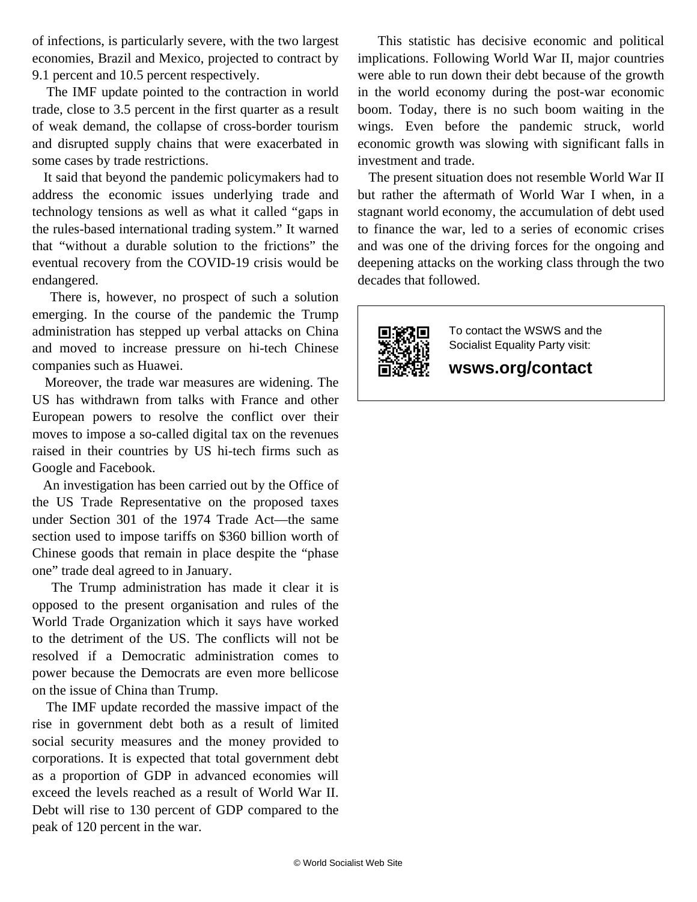of infections, is particularly severe, with the two largest economies, Brazil and Mexico, projected to contract by 9.1 percent and 10.5 percent respectively.

The IMF update pointed to the contraction in world trade, close to 3.5 percent in the first quarter as a result of weak demand, the collapse of cross-border tourism and disrupted supply chains that were exacerbated in some cases by trade restrictions.

It said that beyond the pandemic policymakers had to address the economic issues underlying trade and technology tensions as well as what it called “gaps in the rules-based international trading system.” It warned that “without a durable solution to the frictions” the eventual recovery from the COVID-19 crisis would be endangered.

There is, however, no prospect of such a solution emerging. In the course of the pandemic the Trump administration has stepped up verbal attacks on China and moved to increase pressure on hi-tech Chinese companies such as Huawei.

Moreover, the trade war measures are widening. The US has withdrawn from talks with France and other European powers to resolve the conflict over their moves to impose a so-called digital tax on the revenues raised in their countries by US hi-tech firms such as Google and Facebook.

An investigation has been carried out by the Office of the US Trade Representative on the proposed taxes under Section 301 of the 1974 Trade Act—the same section used to impose tariffs on $360 billion worth of Chinese goods that remain in place despite the “phase one” trade deal agreed to in January.

The Trump administration has made it clear it is opposed to the present organisation and rules of the World Trade Organization which it says have worked to the detriment of the US. The conflicts will not be resolved if a Democratic administration comes to power because the Democrats are even more bellicose on the issue of China than Trump.

The IMF update recorded the massive impact of the rise in government debt both as a result of limited social security measures and the money provided to corporations. It is expected that total government debt as a proportion of GDP in advanced economies will exceed the levels reached as a result of World War II. Debt will rise to 130 percent of GDP compared to the peak of 120 percent in the war.

This statistic has decisive economic and political implications. Following World War II, major countries were able to run down their debt because of the growth in the world economy during the post-war economic boom. Today, there is no such boom waiting in the wings. Even before the pandemic struck, world economic growth was slowing with significant falls in investment and trade.

The present situation does not resemble World War II but rather the aftermath of World War I when, in a stagnant world economy, the accumulation of debt used to finance the war, led to a series of economic crises and was one of the driving forces for the ongoing and deepening attacks on the working class through the two decades that followed.

To contact the WSWS and the Socialist Equality Party visit:

**wsws.org/contact**